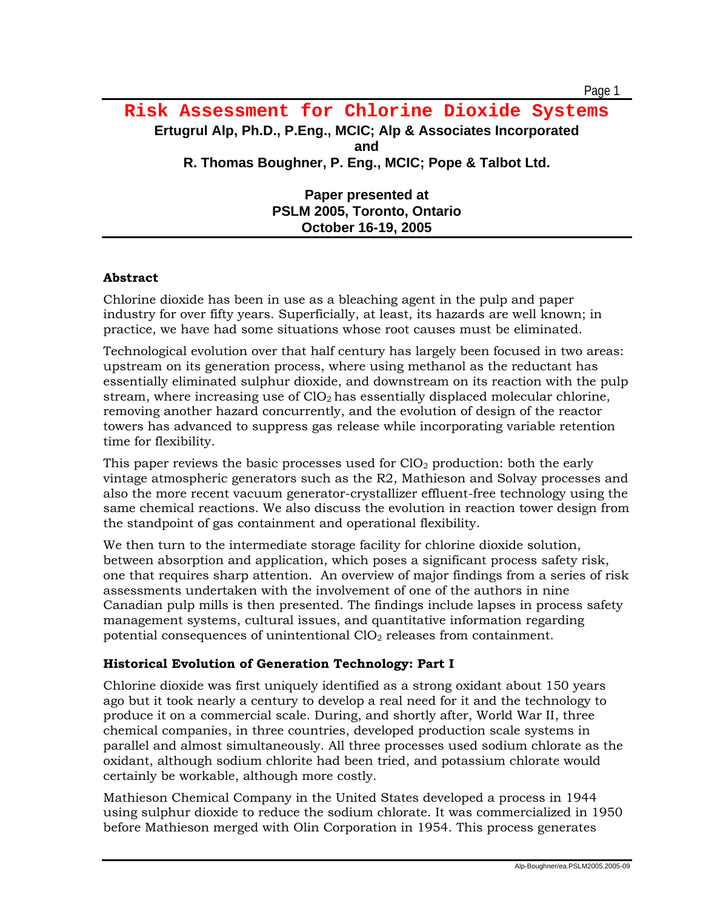# Risk Assessment for Chlorine Dioxide Systems

**Ertugrul Alp, Ph.D., P.Eng., MCIC; Alp & Associates Incorporated**

**and**

**R. Thomas Boughner, P. Eng., MCIC; Pope & Talbot Ltd.**

**Paper presented at**
**PSLM 2005, Toronto, Ontario**
**October 16-19, 2005**

## Abstract

Chlorine dioxide has been in use as a bleaching agent in the pulp and paper industry for over fifty years. Superficially, at least, its hazards are well known; in practice, we have had some situations whose root causes must be eliminated.

Technological evolution over that half century has largely been focused in two areas: upstream on its generation process, where using methanol as the reductant has essentially eliminated sulphur dioxide, and downstream on its reaction with the pulp stream, where increasing use of $ClO_2$ has essentially displaced molecular chlorine, removing another hazard concurrently, and the evolution of design of the reactor towers has advanced to suppress gas release while incorporating variable retention time for flexibility.

This paper reviews the basic processes used for $ClO_2$ production: both the early vintage atmospheric generators such as the R2, Mathieson and Solvay processes and also the more recent vacuum generator-crystallizer effluent-free technology using the same chemical reactions. We also discuss the evolution in reaction tower design from the standpoint of gas containment and operational flexibility.

We then turn to the intermediate storage facility for chlorine dioxide solution, between absorption and application, which poses a significant process safety risk, one that requires sharp attention. An overview of major findings from a series of risk assessments undertaken with the involvement of one of the authors in nine Canadian pulp mills is then presented. The findings include lapses in process safety management systems, cultural issues, and quantitative information regarding potential consequences of unintentional $ClO_2$ releases from containment.

## Historical Evolution of Generation Technology: Part I

Chlorine dioxide was first uniquely identified as a strong oxidant about 150 years ago but it took nearly a century to develop a real need for it and the technology to produce it on a commercial scale. During, and shortly after, World War II, three chemical companies, in three countries, developed production scale systems in parallel and almost simultaneously. All three processes used sodium chlorate as the oxidant, although sodium chlorite had been tried, and potassium chlorate would certainly be workable, although more costly.

Mathieson Chemical Company in the United States developed a process in 1944 using sulphur dioxide to reduce the sodium chlorate. It was commercialized in 1950 before Mathieson merged with Olin Corporation in 1954. This process generates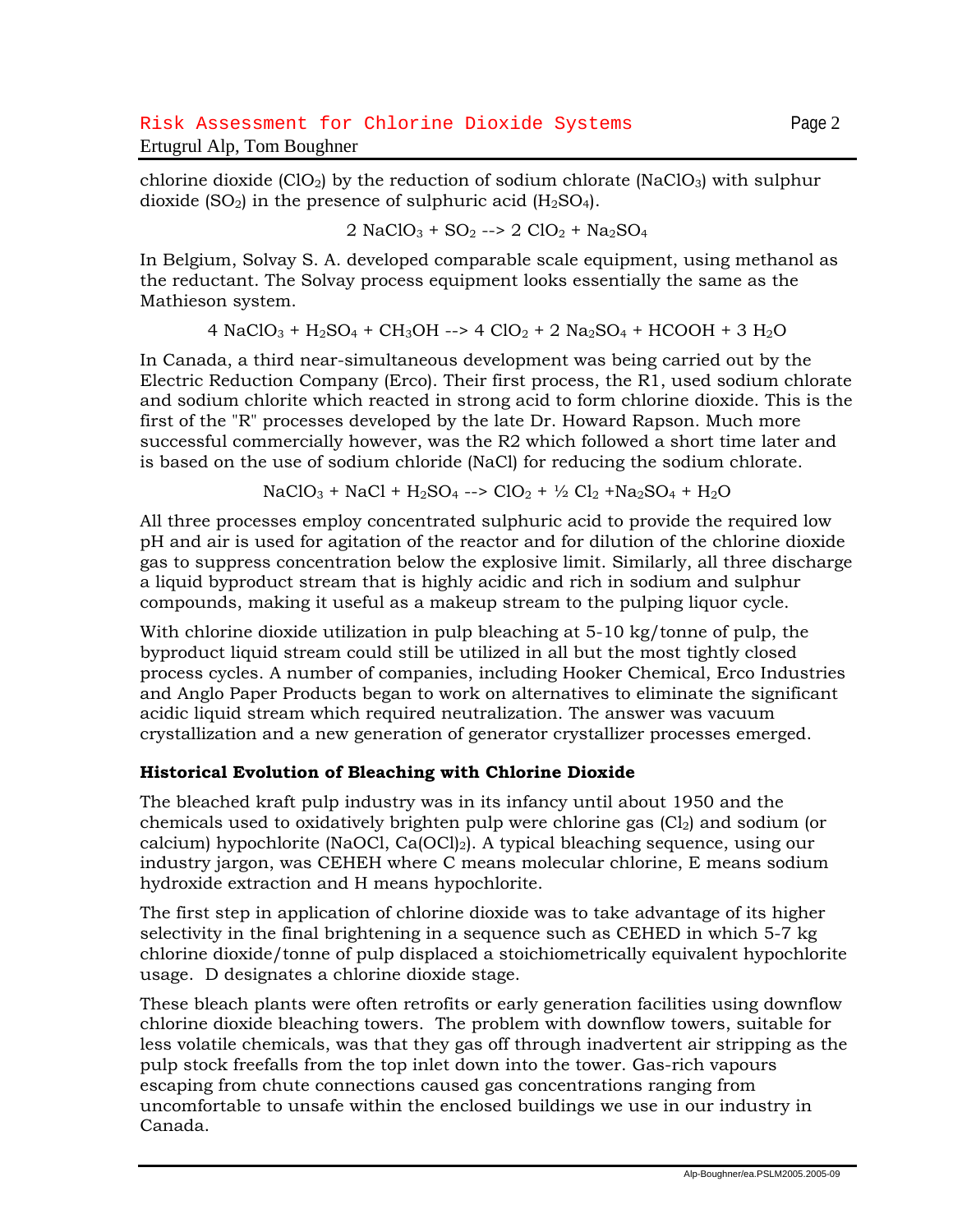chlorine dioxide ($ClO_2$) by the reduction of sodium chlorate ($NaClO_3$) with sulphur dioxide ($SO_2$) in the presence of sulphuric acid ($H_2SO_4$).

$$2\ NaClO_3 + SO_2 \rightarrow 2\ ClO_2 + Na_2SO_4$$

In Belgium, Solvay S. A. developed comparable scale equipment, using methanol as the reductant. The Solvay process equipment looks essentially the same as the Mathieson system.

$$4\ NaClO_3 + H_2SO_4 + CH_3OH \rightarrow 4\ ClO_2 + 2\ Na_2SO_4 + HCOOH + 3\ H_2O$$

In Canada, a third near-simultaneous development was being carried out by the Electric Reduction Company (Erco). Their first process, the R1, used sodium chlorate and sodium chlorite which reacted in strong acid to form chlorine dioxide. This is the first of the "R" processes developed by the late Dr. Howard Rapson. Much more successful commercially however, was the R2 which followed a short time later and is based on the use of sodium chloride (NaCl) for reducing the sodium chlorate.

$$NaClO_3 + NaCl + H_2SO_4 \rightarrow ClO_2 + \tfrac{1}{2}\ Cl_2 + Na_2SO_4 + H_2O$$

All three processes employ concentrated sulphuric acid to provide the required low pH and air is used for agitation of the reactor and for dilution of the chlorine dioxide gas to suppress concentration below the explosive limit. Similarly, all three discharge a liquid byproduct stream that is highly acidic and rich in sodium and sulphur compounds, making it useful as a makeup stream to the pulping liquor cycle.

With chlorine dioxide utilization in pulp bleaching at 5-10 kg/tonne of pulp, the byproduct liquid stream could still be utilized in all but the most tightly closed process cycles. A number of companies, including Hooker Chemical, Erco Industries and Anglo Paper Products began to work on alternatives to eliminate the significant acidic liquid stream which required neutralization. The answer was vacuum crystallization and a new generation of generator crystallizer processes emerged.

### Historical Evolution of Bleaching with Chlorine Dioxide

The bleached kraft pulp industry was in its infancy until about 1950 and the chemicals used to oxidatively brighten pulp were chlorine gas ($Cl_2$) and sodium (or calcium) hypochlorite ($NaOCl$, $Ca(OCl)_2$). A typical bleaching sequence, using our industry jargon, was CEHEH where C means molecular chlorine, E means sodium hydroxide extraction and H means hypochlorite.

The first step in application of chlorine dioxide was to take advantage of its higher selectivity in the final brightening in a sequence such as CEHED in which 5-7 kg chlorine dioxide/tonne of pulp displaced a stoichiometrically equivalent hypochlorite usage. D designates a chlorine dioxide stage.

These bleach plants were often retrofits or early generation facilities using downflow chlorine dioxide bleaching towers. The problem with downflow towers, suitable for less volatile chemicals, was that they gas off through inadvertent air stripping as the pulp stock freefalls from the top inlet down into the tower. Gas-rich vapours escaping from chute connections caused gas concentrations ranging from uncomfortable to unsafe within the enclosed buildings we use in our industry in Canada.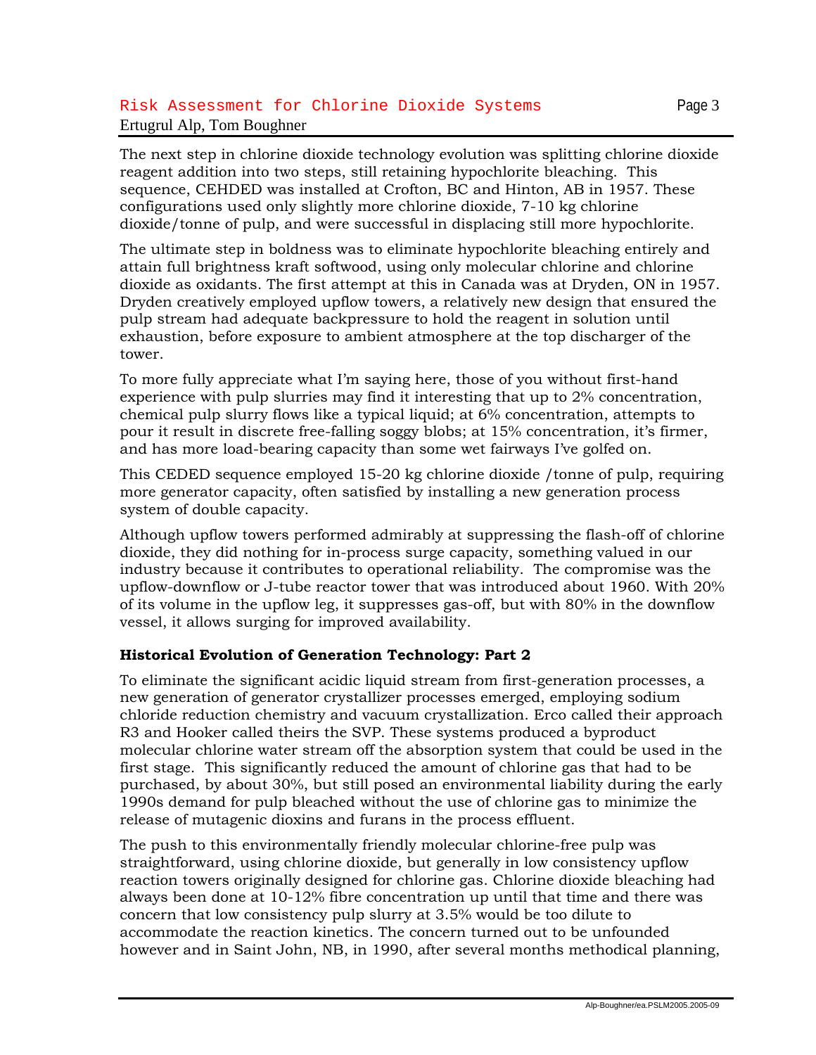The next step in chlorine dioxide technology evolution was splitting chlorine dioxide reagent addition into two steps, still retaining hypochlorite bleaching. This sequence, CEHDED was installed at Crofton, BC and Hinton, AB in 1957. These configurations used only slightly more chlorine dioxide, 7-10 kg chlorine dioxide/tonne of pulp, and were successful in displacing still more hypochlorite.

The ultimate step in boldness was to eliminate hypochlorite bleaching entirely and attain full brightness kraft softwood, using only molecular chlorine and chlorine dioxide as oxidants. The first attempt at this in Canada was at Dryden, ON in 1957. Dryden creatively employed upflow towers, a relatively new design that ensured the pulp stream had adequate backpressure to hold the reagent in solution until exhaustion, before exposure to ambient atmosphere at the top discharger of the tower.

To more fully appreciate what I'm saying here, those of you without first-hand experience with pulp slurries may find it interesting that up to 2% concentration, chemical pulp slurry flows like a typical liquid; at 6% concentration, attempts to pour it result in discrete free-falling soggy blobs; at 15% concentration, it's firmer, and has more load-bearing capacity than some wet fairways I've golfed on.

This CEDED sequence employed 15-20 kg chlorine dioxide /tonne of pulp, requiring more generator capacity, often satisfied by installing a new generation process system of double capacity.

Although upflow towers performed admirably at suppressing the flash-off of chlorine dioxide, they did nothing for in-process surge capacity, something valued in our industry because it contributes to operational reliability. The compromise was the upflow-downflow or J-tube reactor tower that was introduced about 1960. With 20% of its volume in the upflow leg, it suppresses gas-off, but with 80% in the downflow vessel, it allows surging for improved availability.

**Historical Evolution of Generation Technology: Part 2**

To eliminate the significant acidic liquid stream from first-generation processes, a new generation of generator crystallizer processes emerged, employing sodium chloride reduction chemistry and vacuum crystallization. Erco called their approach R3 and Hooker called theirs the SVP. These systems produced a byproduct molecular chlorine water stream off the absorption system that could be used in the first stage. This significantly reduced the amount of chlorine gas that had to be purchased, by about 30%, but still posed an environmental liability during the early 1990s demand for pulp bleached without the use of chlorine gas to minimize the release of mutagenic dioxins and furans in the process effluent.

The push to this environmentally friendly molecular chlorine-free pulp was straightforward, using chlorine dioxide, but generally in low consistency upflow reaction towers originally designed for chlorine gas. Chlorine dioxide bleaching had always been done at 10-12% fibre concentration up until that time and there was concern that low consistency pulp slurry at 3.5% would be too dilute to accommodate the reaction kinetics. The concern turned out to be unfounded however and in Saint John, NB, in 1990, after several months methodical planning,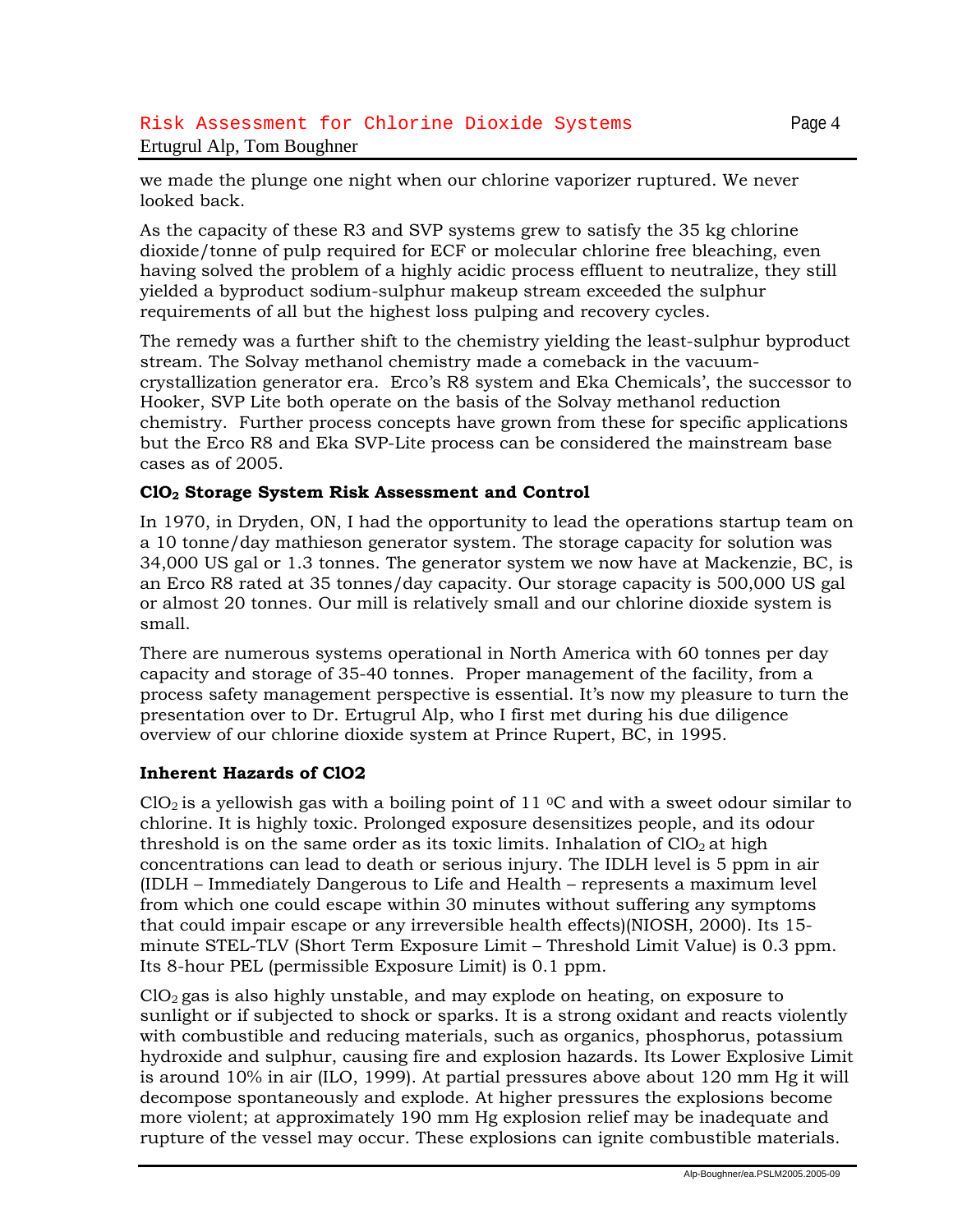we made the plunge one night when our chlorine vaporizer ruptured. We never looked back.

As the capacity of these R3 and SVP systems grew to satisfy the 35 kg chlorine dioxide/tonne of pulp required for ECF or molecular chlorine free bleaching, even having solved the problem of a highly acidic process effluent to neutralize, they still yielded a byproduct sodium-sulphur makeup stream exceeded the sulphur requirements of all but the highest loss pulping and recovery cycles.

The remedy was a further shift to the chemistry yielding the least-sulphur byproduct stream. The Solvay methanol chemistry made a comeback in the vacuum-crystallization generator era. Erco's R8 system and Eka Chemicals', the successor to Hooker, SVP Lite both operate on the basis of the Solvay methanol reduction chemistry. Further process concepts have grown from these for specific applications but the Erco R8 and Eka SVP-Lite process can be considered the mainstream base cases as of 2005.

### $ClO_2$ Storage System Risk Assessment and Control

In 1970, in Dryden, ON, I had the opportunity to lead the operations startup team on a 10 tonne/day mathieson generator system. The storage capacity for solution was 34,000 US gal or 1.3 tonnes. The generator system we now have at Mackenzie, BC, is an Erco R8 rated at 35 tonnes/day capacity. Our storage capacity is 500,000 US gal or almost 20 tonnes. Our mill is relatively small and our chlorine dioxide system is small.

There are numerous systems operational in North America with 60 tonnes per day capacity and storage of 35-40 tonnes. Proper management of the facility, from a process safety management perspective is essential. It's now my pleasure to turn the presentation over to Dr. Ertugrul Alp, who I first met during his due diligence overview of our chlorine dioxide system at Prince Rupert, BC, in 1995.

### Inherent Hazards of ClO2

$ClO_2$ is a yellowish gas with a boiling point of 11 $^0$C and with a sweet odour similar to chlorine. It is highly toxic. Prolonged exposure desensitizes people, and its odour threshold is on the same order as its toxic limits. Inhalation of $ClO_2$ at high concentrations can lead to death or serious injury. The IDLH level is 5 ppm in air (IDLH – Immediately Dangerous to Life and Health – represents a maximum level from which one could escape within 30 minutes without suffering any symptoms that could impair escape or any irreversible health effects)(NIOSH, 2000). Its 15-minute STEL-TLV (Short Term Exposure Limit – Threshold Limit Value) is 0.3 ppm. Its 8-hour PEL (permissible Exposure Limit) is 0.1 ppm.

$ClO_2$ gas is also highly unstable, and may explode on heating, on exposure to sunlight or if subjected to shock or sparks. It is a strong oxidant and reacts violently with combustible and reducing materials, such as organics, phosphorus, potassium hydroxide and sulphur, causing fire and explosion hazards. Its Lower Explosive Limit is around 10% in air (ILO, 1999). At partial pressures above about 120 mm Hg it will decompose spontaneously and explode. At higher pressures the explosions become more violent; at approximately 190 mm Hg explosion relief may be inadequate and rupture of the vessel may occur. These explosions can ignite combustible materials.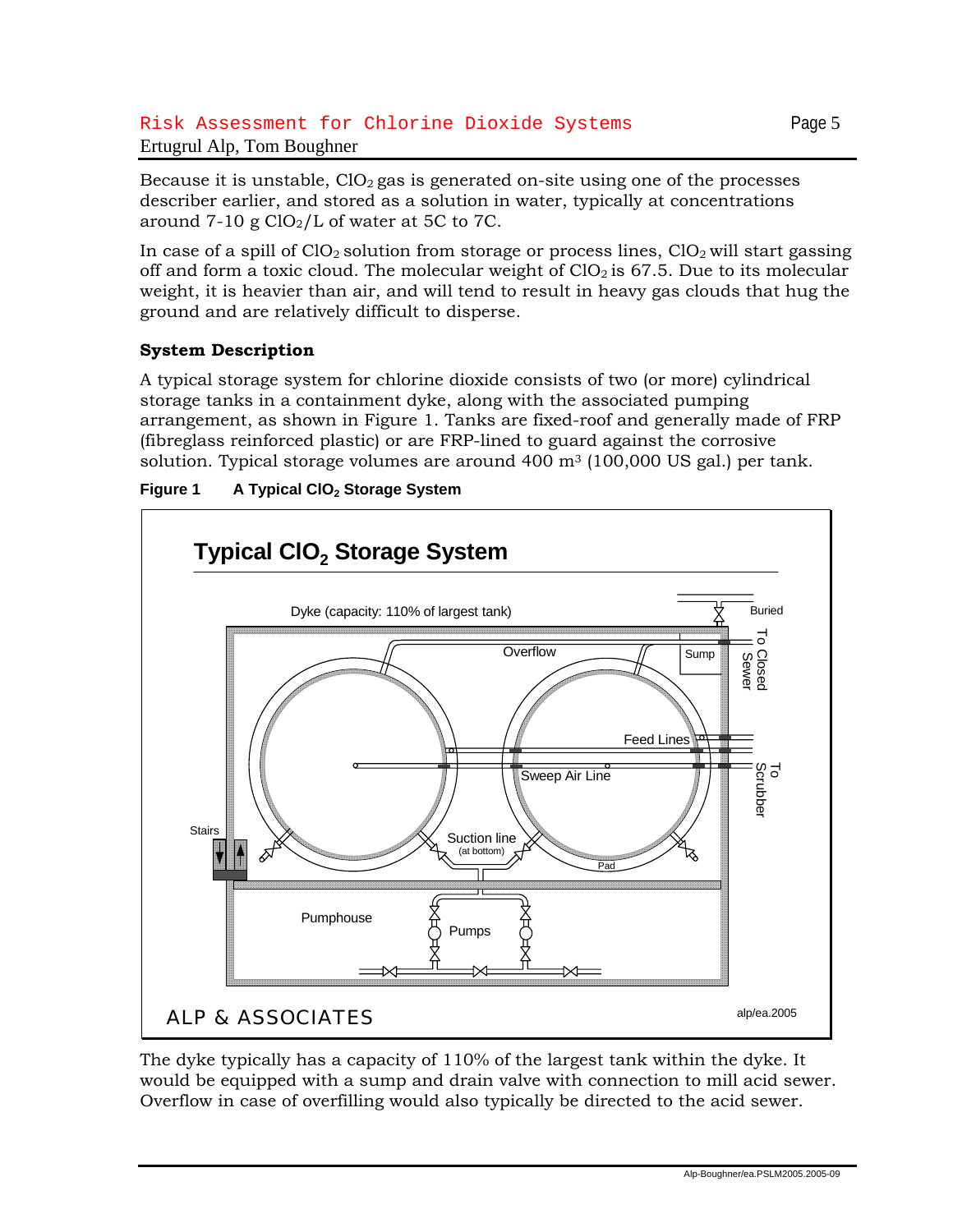Because it is unstable, $ClO_2$ gas is generated on-site using one of the processes describer earlier, and stored as a solution in water, typically at concentrations around 7-10 g $ClO_2$/L of water at 5C to 7C.

In case of a spill of $ClO_2$ solution from storage or process lines, $ClO_2$ will start gassing off and form a toxic cloud. The molecular weight of $ClO_2$ is 67.5. Due to its molecular weight, it is heavier than air, and will tend to result in heavy gas clouds that hug the ground and are relatively difficult to disperse.

### System Description

A typical storage system for chlorine dioxide consists of two (or more) cylindrical storage tanks in a containment dyke, along with the associated pumping arrangement, as shown in Figure 1. Tanks are fixed-roof and generally made of FRP (fibreglass reinforced plastic) or are FRP-lined to guard against the corrosive solution. Typical storage volumes are around 400 m$^3$ (100,000 US gal.) per tank.

**Figure 1 A Typical $ClO_2$ Storage System**

The dyke typically has a capacity of 110% of the largest tank within the dyke. It would be equipped with a sump and drain valve with connection to mill acid sewer. Overflow in case of overfilling would also typically be directed to the acid sewer.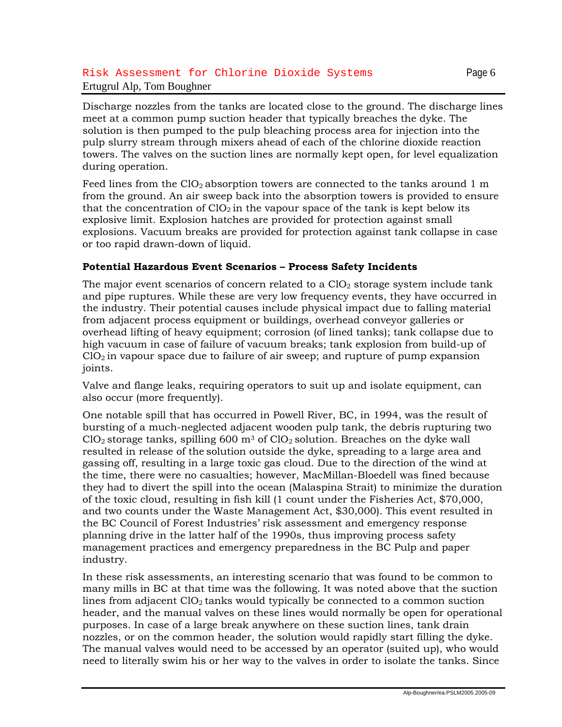Discharge nozzles from the tanks are located close to the ground. The discharge lines meet at a common pump suction header that typically breaches the dyke. The solution is then pumped to the pulp bleaching process area for injection into the pulp slurry stream through mixers ahead of each of the chlorine dioxide reaction towers. The valves on the suction lines are normally kept open, for level equalization during operation.

Feed lines from the $ClO_2$ absorption towers are connected to the tanks around 1 m from the ground. An air sweep back into the absorption towers is provided to ensure that the concentration of $ClO_2$ in the vapour space of the tank is kept below its explosive limit. Explosion hatches are provided for protection against small explosions. Vacuum breaks are provided for protection against tank collapse in case or too rapid drawn-down of liquid.

**Potential Hazardous Event Scenarios – Process Safety Incidents**

The major event scenarios of concern related to a $ClO_2$ storage system include tank and pipe ruptures. While these are very low frequency events, they have occurred in the industry. Their potential causes include physical impact due to falling material from adjacent process equipment or buildings, overhead conveyor galleries or overhead lifting of heavy equipment; corrosion (of lined tanks); tank collapse due to high vacuum in case of failure of vacuum breaks; tank explosion from build-up of $ClO_2$ in vapour space due to failure of air sweep; and rupture of pump expansion joints.

Valve and flange leaks, requiring operators to suit up and isolate equipment, can also occur (more frequently).

One notable spill that has occurred in Powell River, BC, in 1994, was the result of bursting of a much-neglected adjacent wooden pulp tank, the debris rupturing two $ClO_2$ storage tanks, spilling 600 $m^3$ of $ClO_2$ solution. Breaches on the dyke wall resulted in release of the solution outside the dyke, spreading to a large area and gassing off, resulting in a large toxic gas cloud. Due to the direction of the wind at the time, there were no casualties; however, MacMillan-Bloedell was fined because they had to divert the spill into the ocean (Malaspina Strait) to minimize the duration of the toxic cloud, resulting in fish kill (1 count under the Fisheries Act, $70,000, and two counts under the Waste Management Act, $30,000). This event resulted in the BC Council of Forest Industries' risk assessment and emergency response planning drive in the latter half of the 1990s, thus improving process safety management practices and emergency preparedness in the BC Pulp and paper industry.

In these risk assessments, an interesting scenario that was found to be common to many mills in BC at that time was the following. It was noted above that the suction lines from adjacent $ClO_2$ tanks would typically be connected to a common suction header, and the manual valves on these lines would normally be open for operational purposes. In case of a large break anywhere on these suction lines, tank drain nozzles, or on the common header, the solution would rapidly start filling the dyke. The manual valves would need to be accessed by an operator (suited up), who would need to literally swim his or her way to the valves in order to isolate the tanks. Since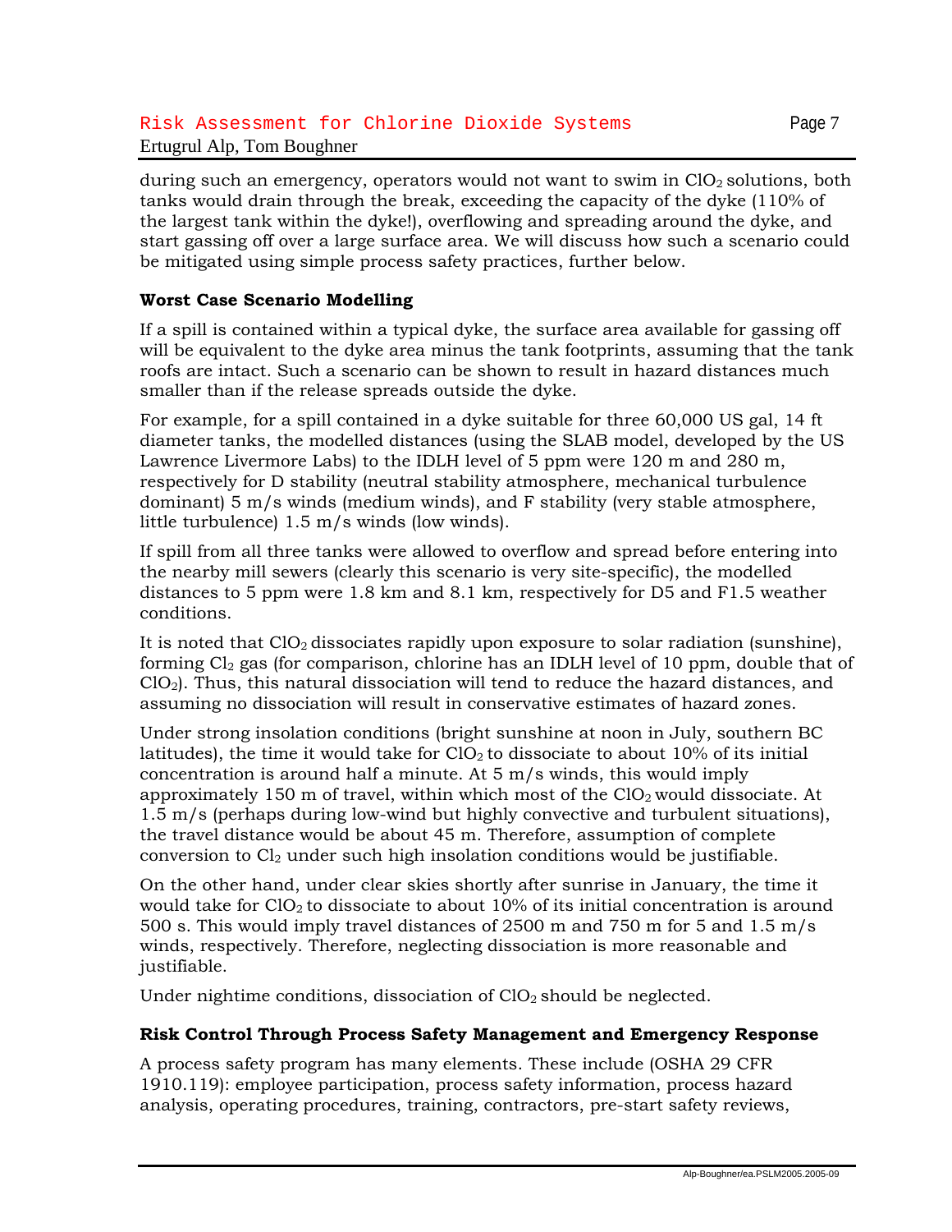during such an emergency, operators would not want to swim in $ClO_2$ solutions, both tanks would drain through the break, exceeding the capacity of the dyke (110% of the largest tank within the dyke!), overflowing and spreading around the dyke, and start gassing off over a large surface area. We will discuss how such a scenario could be mitigated using simple process safety practices, further below.

**Worst Case Scenario Modelling**

If a spill is contained within a typical dyke, the surface area available for gassing off will be equivalent to the dyke area minus the tank footprints, assuming that the tank roofs are intact. Such a scenario can be shown to result in hazard distances much smaller than if the release spreads outside the dyke.

For example, for a spill contained in a dyke suitable for three 60,000 US gal, 14 ft diameter tanks, the modelled distances (using the SLAB model, developed by the US Lawrence Livermore Labs) to the IDLH level of 5 ppm were 120 m and 280 m, respectively for D stability (neutral stability atmosphere, mechanical turbulence dominant) 5 m/s winds (medium winds), and F stability (very stable atmosphere, little turbulence) 1.5 m/s winds (low winds).

If spill from all three tanks were allowed to overflow and spread before entering into the nearby mill sewers (clearly this scenario is very site-specific), the modelled distances to 5 ppm were 1.8 km and 8.1 km, respectively for D5 and F1.5 weather conditions.

It is noted that $ClO_2$ dissociates rapidly upon exposure to solar radiation (sunshine), forming $Cl_2$ gas (for comparison, chlorine has an IDLH level of 10 ppm, double that of $ClO_2$). Thus, this natural dissociation will tend to reduce the hazard distances, and assuming no dissociation will result in conservative estimates of hazard zones.

Under strong insolation conditions (bright sunshine at noon in July, southern BC latitudes), the time it would take for $ClO_2$ to dissociate to about 10% of its initial concentration is around half a minute. At 5 m/s winds, this would imply approximately 150 m of travel, within which most of the $ClO_2$ would dissociate. At 1.5 m/s (perhaps during low-wind but highly convective and turbulent situations), the travel distance would be about 45 m. Therefore, assumption of complete conversion to $Cl_2$ under such high insolation conditions would be justifiable.

On the other hand, under clear skies shortly after sunrise in January, the time it would take for $ClO_2$ to dissociate to about 10% of its initial concentration is around 500 s. This would imply travel distances of 2500 m and 750 m for 5 and 1.5 m/s winds, respectively. Therefore, neglecting dissociation is more reasonable and justifiable.

Under nightime conditions, dissociation of $ClO_2$ should be neglected.

**Risk Control Through Process Safety Management and Emergency Response**

A process safety program has many elements. These include (OSHA 29 CFR 1910.119): employee participation, process safety information, process hazard analysis, operating procedures, training, contractors, pre-start safety reviews,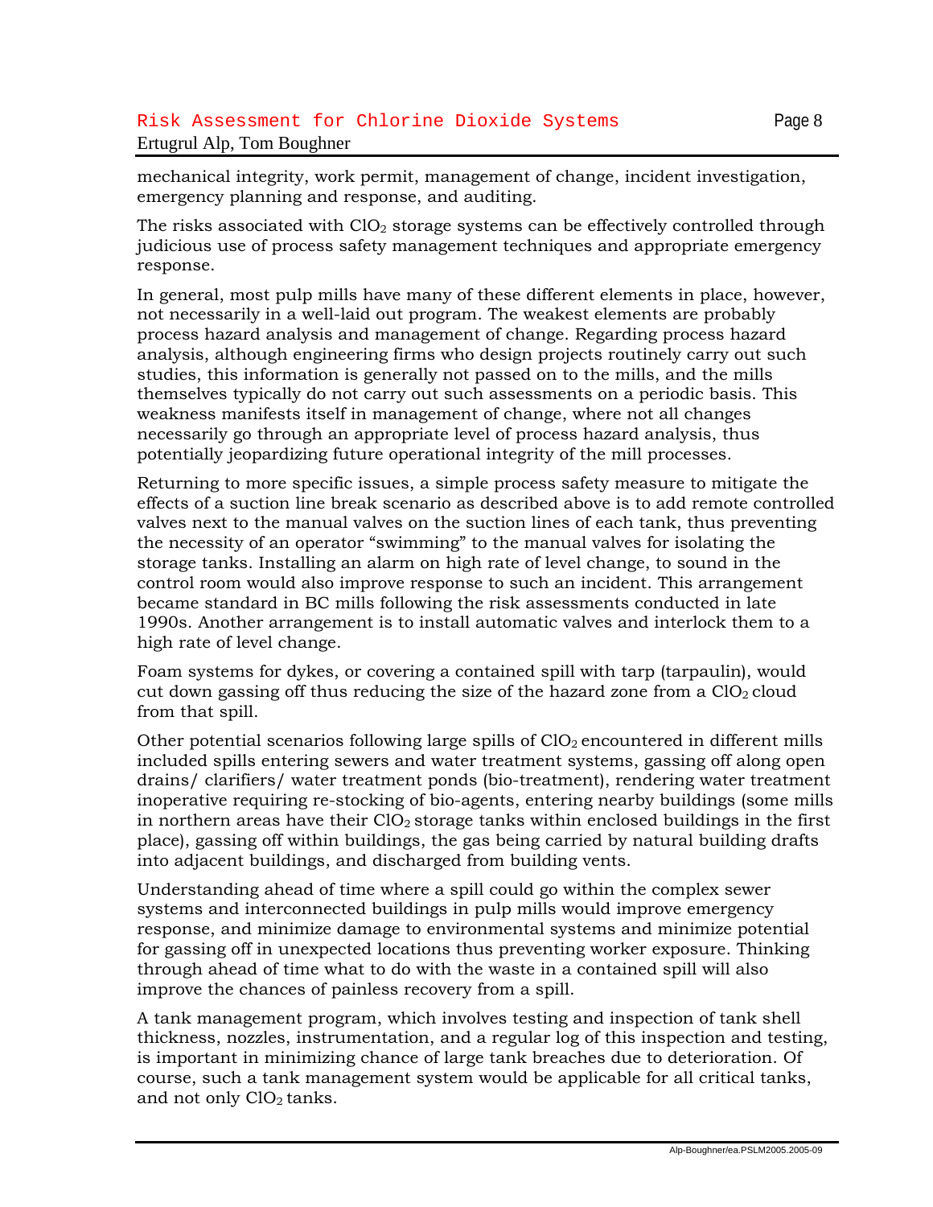mechanical integrity, work permit, management of change, incident investigation, emergency planning and response, and auditing.

The risks associated with $ClO_2$ storage systems can be effectively controlled through judicious use of process safety management techniques and appropriate emergency response.

In general, most pulp mills have many of these different elements in place, however, not necessarily in a well-laid out program. The weakest elements are probably process hazard analysis and management of change. Regarding process hazard analysis, although engineering firms who design projects routinely carry out such studies, this information is generally not passed on to the mills, and the mills themselves typically do not carry out such assessments on a periodic basis. This weakness manifests itself in management of change, where not all changes necessarily go through an appropriate level of process hazard analysis, thus potentially jeopardizing future operational integrity of the mill processes.

Returning to more specific issues, a simple process safety measure to mitigate the effects of a suction line break scenario as described above is to add remote controlled valves next to the manual valves on the suction lines of each tank, thus preventing the necessity of an operator "swimming" to the manual valves for isolating the storage tanks. Installing an alarm on high rate of level change, to sound in the control room would also improve response to such an incident. This arrangement became standard in BC mills following the risk assessments conducted in late 1990s. Another arrangement is to install automatic valves and interlock them to a high rate of level change.

Foam systems for dykes, or covering a contained spill with tarp (tarpaulin), would cut down gassing off thus reducing the size of the hazard zone from a $ClO_2$ cloud from that spill.

Other potential scenarios following large spills of $ClO_2$ encountered in different mills included spills entering sewers and water treatment systems, gassing off along open drains/ clarifiers/ water treatment ponds (bio-treatment), rendering water treatment inoperative requiring re-stocking of bio-agents, entering nearby buildings (some mills in northern areas have their $ClO_2$ storage tanks within enclosed buildings in the first place), gassing off within buildings, the gas being carried by natural building drafts into adjacent buildings, and discharged from building vents.

Understanding ahead of time where a spill could go within the complex sewer systems and interconnected buildings in pulp mills would improve emergency response, and minimize damage to environmental systems and minimize potential for gassing off in unexpected locations thus preventing worker exposure. Thinking through ahead of time what to do with the waste in a contained spill will also improve the chances of painless recovery from a spill.

A tank management program, which involves testing and inspection of tank shell thickness, nozzles, instrumentation, and a regular log of this inspection and testing, is important in minimizing chance of large tank breaches due to deterioration. Of course, such a tank management system would be applicable for all critical tanks, and not only $ClO_2$ tanks.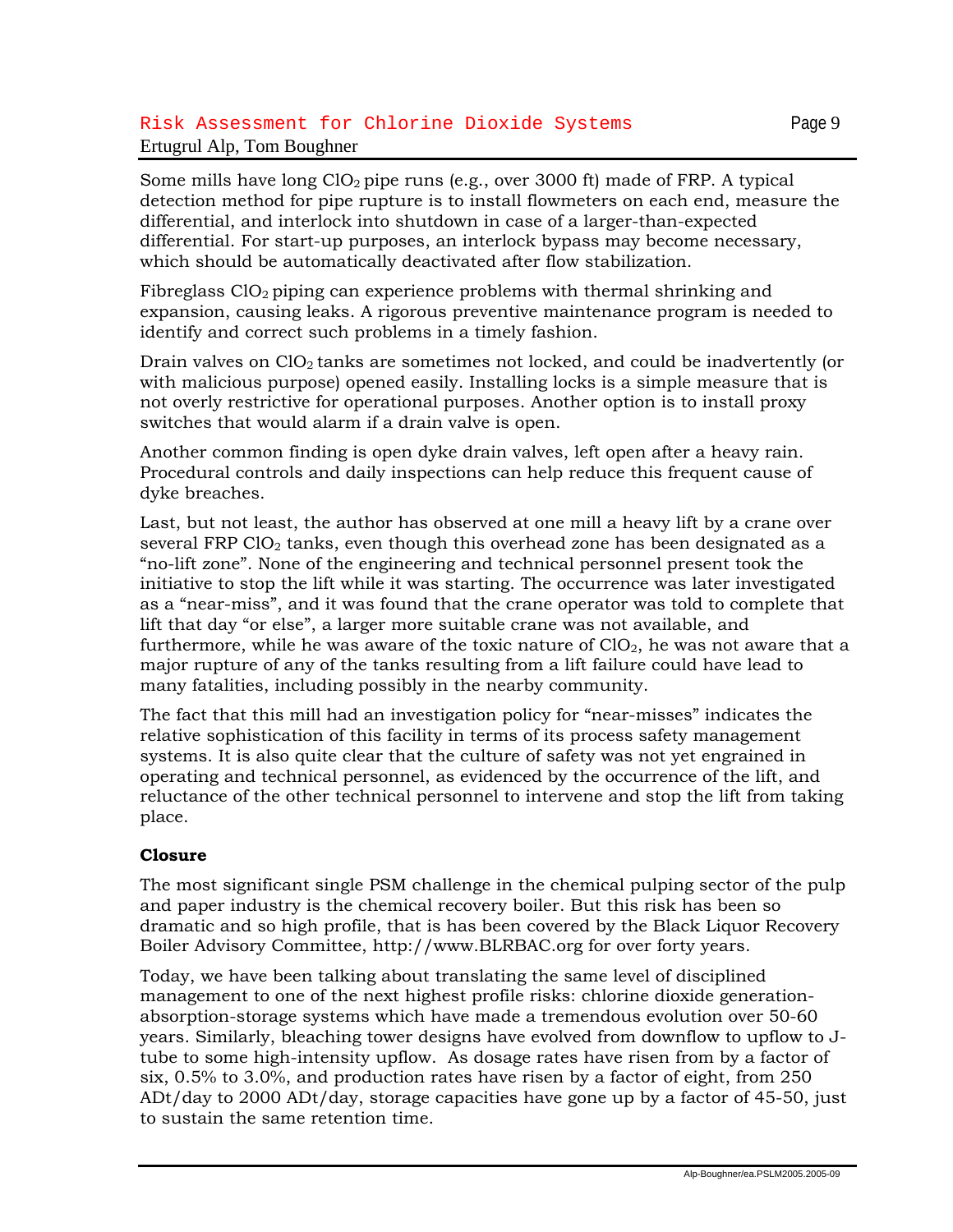Some mills have long $ClO_2$ pipe runs (e.g., over 3000 ft) made of FRP. A typical detection method for pipe rupture is to install flowmeters on each end, measure the differential, and interlock into shutdown in case of a larger-than-expected differential. For start-up purposes, an interlock bypass may become necessary, which should be automatically deactivated after flow stabilization.

Fibreglass $ClO_2$ piping can experience problems with thermal shrinking and expansion, causing leaks. A rigorous preventive maintenance program is needed to identify and correct such problems in a timely fashion.

Drain valves on $ClO_2$ tanks are sometimes not locked, and could be inadvertently (or with malicious purpose) opened easily. Installing locks is a simple measure that is not overly restrictive for operational purposes. Another option is to install proxy switches that would alarm if a drain valve is open.

Another common finding is open dyke drain valves, left open after a heavy rain. Procedural controls and daily inspections can help reduce this frequent cause of dyke breaches.

Last, but not least, the author has observed at one mill a heavy lift by a crane over several FRP $ClO_2$ tanks, even though this overhead zone has been designated as a "no-lift zone". None of the engineering and technical personnel present took the initiative to stop the lift while it was starting. The occurrence was later investigated as a "near-miss", and it was found that the crane operator was told to complete that lift that day "or else", a larger more suitable crane was not available, and furthermore, while he was aware of the toxic nature of $ClO_2$, he was not aware that a major rupture of any of the tanks resulting from a lift failure could have lead to many fatalities, including possibly in the nearby community.

The fact that this mill had an investigation policy for "near-misses" indicates the relative sophistication of this facility in terms of its process safety management systems. It is also quite clear that the culture of safety was not yet engrained in operating and technical personnel, as evidenced by the occurrence of the lift, and reluctance of the other technical personnel to intervene and stop the lift from taking place.

## Closure

The most significant single PSM challenge in the chemical pulping sector of the pulp and paper industry is the chemical recovery boiler. But this risk has been so dramatic and so high profile, that is has been covered by the Black Liquor Recovery Boiler Advisory Committee, http://www.BLRBAC.org for over forty years.

Today, we have been talking about translating the same level of disciplined management to one of the next highest profile risks: chlorine dioxide generation-absorption-storage systems which have made a tremendous evolution over 50-60 years. Similarly, bleaching tower designs have evolved from downflow to upflow to J-tube to some high-intensity upflow. As dosage rates have risen from by a factor of six, 0.5% to 3.0%, and production rates have risen by a factor of eight, from 250 ADt/day to 2000 ADt/day, storage capacities have gone up by a factor of 45-50, just to sustain the same retention time.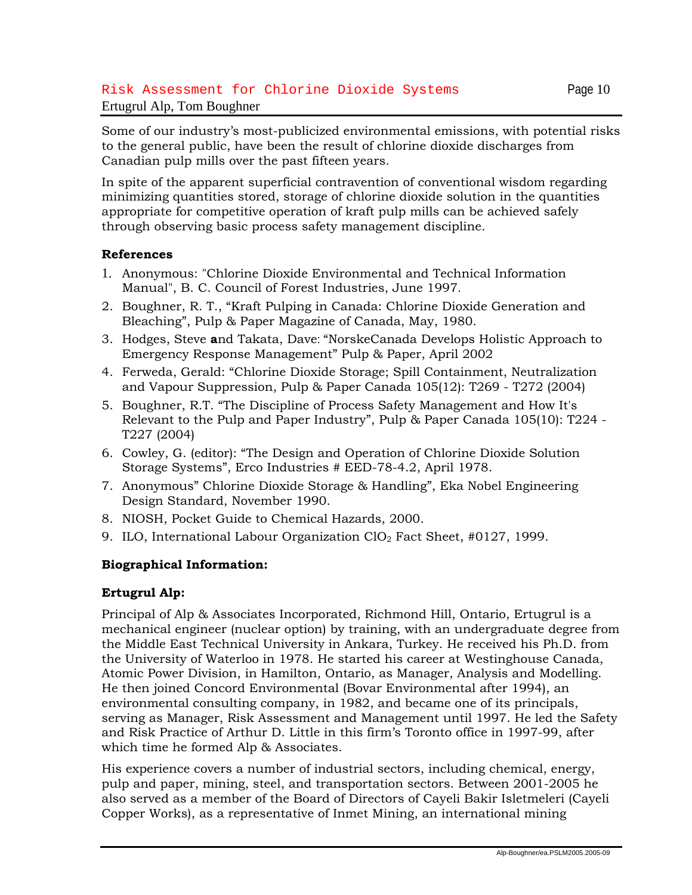Some of our industry's most-publicized environmental emissions, with potential risks to the general public, have been the result of chlorine dioxide discharges from Canadian pulp mills over the past fifteen years.

In spite of the apparent superficial contravention of conventional wisdom regarding minimizing quantities stored, storage of chlorine dioxide solution in the quantities appropriate for competitive operation of kraft pulp mills can be achieved safely through observing basic process safety management discipline.

### References

1. Anonymous: "Chlorine Dioxide Environmental and Technical Information Manual", B. C. Council of Forest Industries, June 1997.
2. Boughner, R. T., "Kraft Pulping in Canada: Chlorine Dioxide Generation and Bleaching", Pulp & Paper Magazine of Canada, May, 1980.
3. Hodges, Steve **a**nd Takata, Dave: "NorskeCanada Develops Holistic Approach to Emergency Response Management" Pulp & Paper, April 2002
4. Ferweda, Gerald: "Chlorine Dioxide Storage; Spill Containment, Neutralization and Vapour Suppression, Pulp & Paper Canada 105(12): T269 - T272 (2004)
5. Boughner, R.T. "The Discipline of Process Safety Management and How It's Relevant to the Pulp and Paper Industry", Pulp & Paper Canada 105(10): T224 - T227 (2004)
6. Cowley, G. (editor): "The Design and Operation of Chlorine Dioxide Solution Storage Systems", Erco Industries # EED-78-4.2, April 1978.
7. Anonymous" Chlorine Dioxide Storage & Handling", Eka Nobel Engineering Design Standard, November 1990.
8. NIOSH, Pocket Guide to Chemical Hazards, 2000.
9. ILO, International Labour Organization $ClO_2$ Fact Sheet, #0127, 1999.

### Biographical Information:

#### Ertugrul Alp:

Principal of Alp & Associates Incorporated, Richmond Hill, Ontario, Ertugrul is a mechanical engineer (nuclear option) by training, with an undergraduate degree from the Middle East Technical University in Ankara, Turkey. He received his Ph.D. from the University of Waterloo in 1978. He started his career at Westinghouse Canada, Atomic Power Division, in Hamilton, Ontario, as Manager, Analysis and Modelling. He then joined Concord Environmental (Bovar Environmental after 1994), an environmental consulting company, in 1982, and became one of its principals, serving as Manager, Risk Assessment and Management until 1997. He led the Safety and Risk Practice of Arthur D. Little in this firm's Toronto office in 1997-99, after which time he formed Alp & Associates.

His experience covers a number of industrial sectors, including chemical, energy, pulp and paper, mining, steel, and transportation sectors. Between 2001-2005 he also served as a member of the Board of Directors of Cayeli Bakir Isletmeleri (Cayeli Copper Works), as a representative of Inmet Mining, an international mining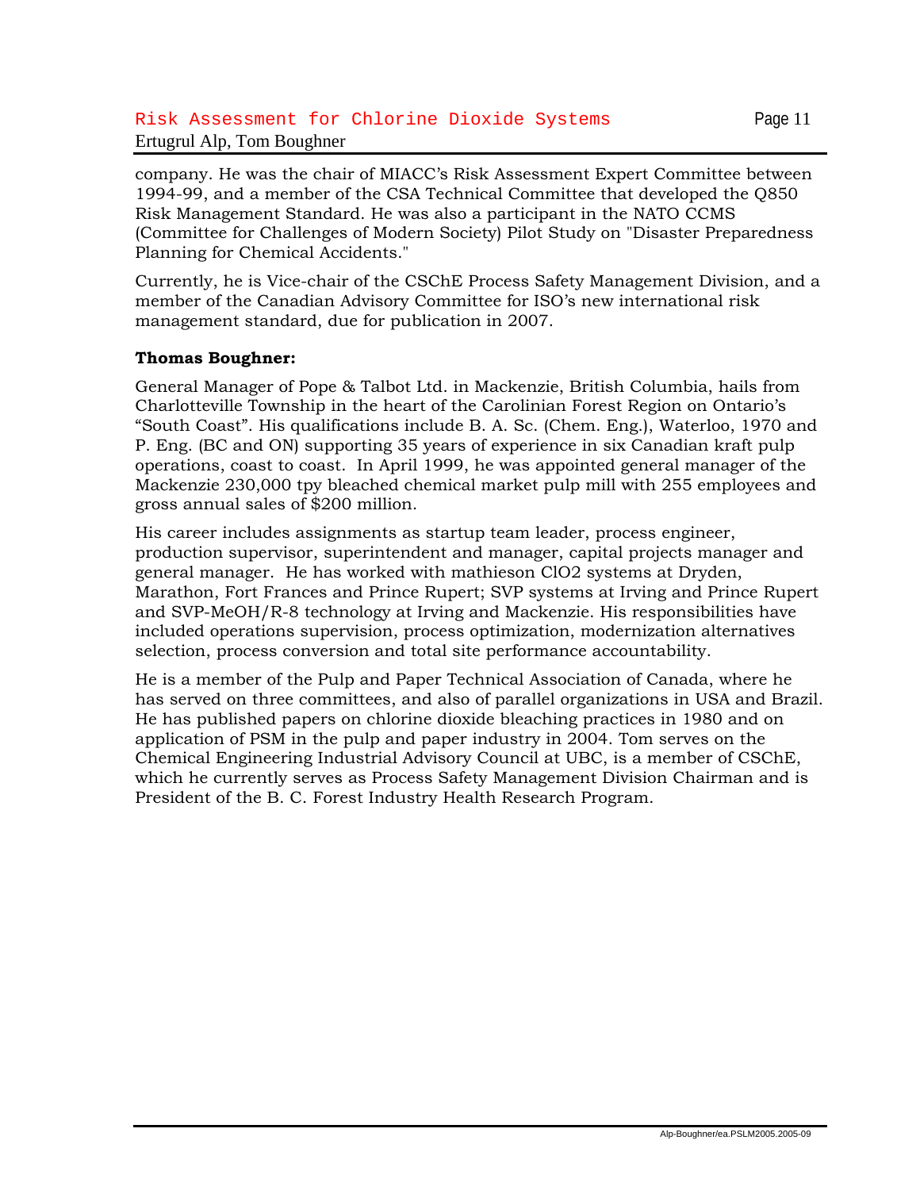company. He was the chair of MIACC's Risk Assessment Expert Committee between 1994-99, and a member of the CSA Technical Committee that developed the Q850 Risk Management Standard. He was also a participant in the NATO CCMS (Committee for Challenges of Modern Society) Pilot Study on "Disaster Preparedness Planning for Chemical Accidents."

Currently, he is Vice-chair of the CSChE Process Safety Management Division, and a member of the Canadian Advisory Committee for ISO's new international risk management standard, due for publication in 2007.

**Thomas Boughner:**

General Manager of Pope & Talbot Ltd. in Mackenzie, British Columbia, hails from Charlotteville Township in the heart of the Carolinian Forest Region on Ontario's "South Coast". His qualifications include B. A. Sc. (Chem. Eng.), Waterloo, 1970 and P. Eng. (BC and ON) supporting 35 years of experience in six Canadian kraft pulp operations, coast to coast. In April 1999, he was appointed general manager of the Mackenzie 230,000 tpy bleached chemical market pulp mill with 255 employees and gross annual sales of $200 million.

His career includes assignments as startup team leader, process engineer, production supervisor, superintendent and manager, capital projects manager and general manager. He has worked with mathieson $ClO_2$ systems at Dryden, Marathon, Fort Frances and Prince Rupert; SVP systems at Irving and Prince Rupert and SVP-MeOH/R-8 technology at Irving and Mackenzie. His responsibilities have included operations supervision, process optimization, modernization alternatives selection, process conversion and total site performance accountability.

He is a member of the Pulp and Paper Technical Association of Canada, where he has served on three committees, and also of parallel organizations in USA and Brazil. He has published papers on chlorine dioxide bleaching practices in 1980 and on application of PSM in the pulp and paper industry in 2004. Tom serves on the Chemical Engineering Industrial Advisory Council at UBC, is a member of CSChE, which he currently serves as Process Safety Management Division Chairman and is President of the B. C. Forest Industry Health Research Program.